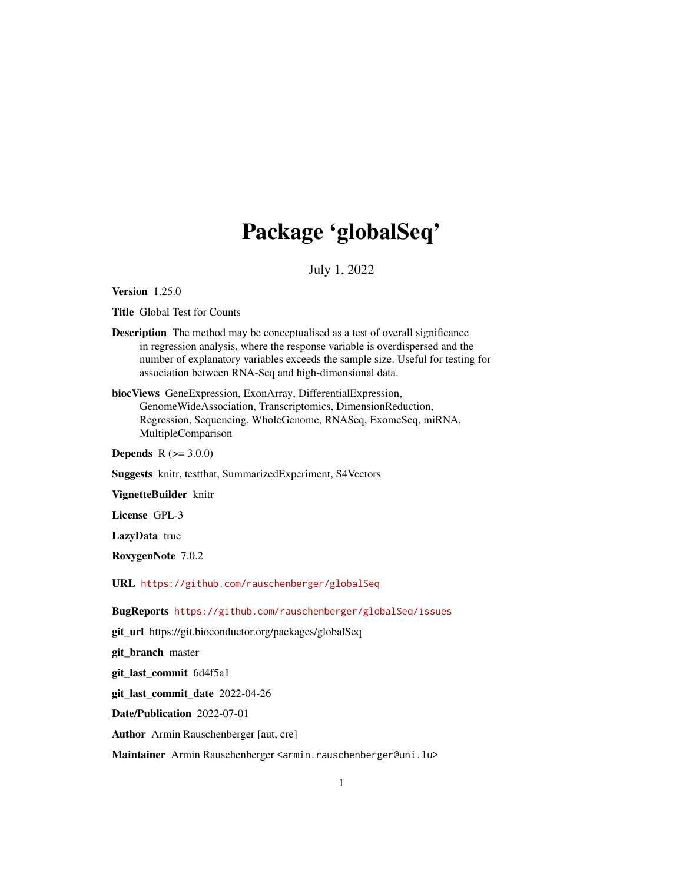# Package 'globalSeq'

July 1, 2022

**Version** 1.25.0

**Title** Global Test for Counts

**Description** The method may be conceptualised as a test of overall significance in regression analysis, where the response variable is overdispersed and the number of explanatory variables exceeds the sample size. Useful for testing for association between RNA-Seq and high-dimensional data.

**biocViews** GeneExpression, ExonArray, DifferentialExpression, GenomeWideAssociation, Transcriptomics, DimensionReduction, Regression, Sequencing, WholeGenome, RNASeq, ExomeSeq, miRNA, MultipleComparison

**Depends** R (>= 3.0.0)

**Suggests** knitr, testthat, SummarizedExperiment, S4Vectors

**VignetteBuilder** knitr

**License** GPL-3

**LazyData** true

**RoxygenNote** 7.0.2

**URL** https://github.com/rauschenberger/globalSeq

**BugReports** https://github.com/rauschenberger/globalSeq/issues

**git_url** https://git.bioconductor.org/packages/globalSeq

**git_branch** master

**git_last_commit** 6d4f5a1

**git_last_commit_date** 2022-04-26

**Date/Publication** 2022-07-01

**Author** Armin Rauschenberger [aut, cre]

**Maintainer** Armin Rauschenberger <armin.rauschenberger@uni.lu>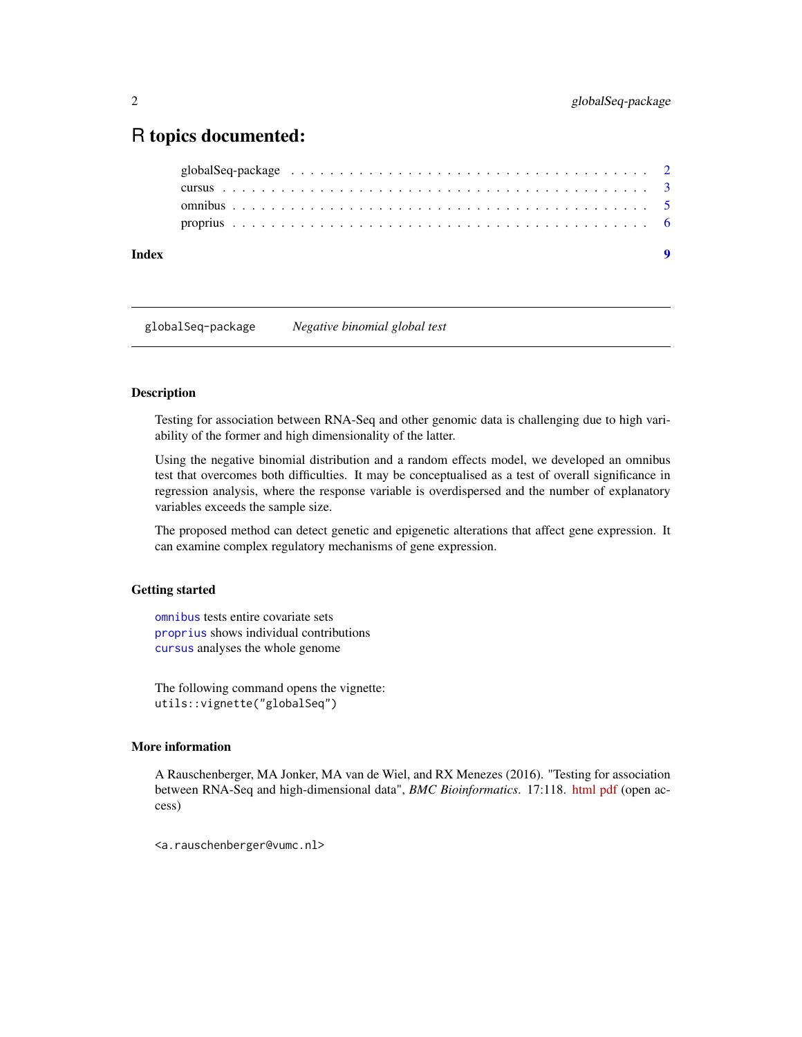# R topics documented:

globalSeq-package . . . . . . . . . . . . . . . . . . . . . . . . . . . . . . . . . . . 2
cursus . . . . . . . . . . . . . . . . . . . . . . . . . . . . . . . . . . . . . . . . . . 3
omnibus . . . . . . . . . . . . . . . . . . . . . . . . . . . . . . . . . . . . . . . . . 5
proprius . . . . . . . . . . . . . . . . . . . . . . . . . . . . . . . . . . . . . . . . . 6

**Index** **9**

---

`globalSeq-package` *Negative binomial global test*

---

### Description

Testing for association between RNA-Seq and other genomic data is challenging due to high variability of the former and high dimensionality of the latter.

Using the negative binomial distribution and a random effects model, we developed an omnibus test that overcomes both difficulties. It may be conceptualised as a test of overall significance in regression analysis, where the response variable is overdispersed and the number of explanatory variables exceeds the sample size.

The proposed method can detect genetic and epigenetic alterations that affect gene expression. It can examine complex regulatory mechanisms of gene expression.

### Getting started

`omnibus` tests entire covariate sets
`proprius` shows individual contributions
`cursus` analyses the whole genome

The following command opens the vignette:
`utils::vignette("globalSeq")`

### More information

A Rauschenberger, MA Jonker, MA van de Wiel, and RX Menezes (2016). "Testing for association between RNA-Seq and high-dimensional data", *BMC Bioinformatics*. 17:118. html pdf (open access)

`<a.rauschenberger@vumc.nl>`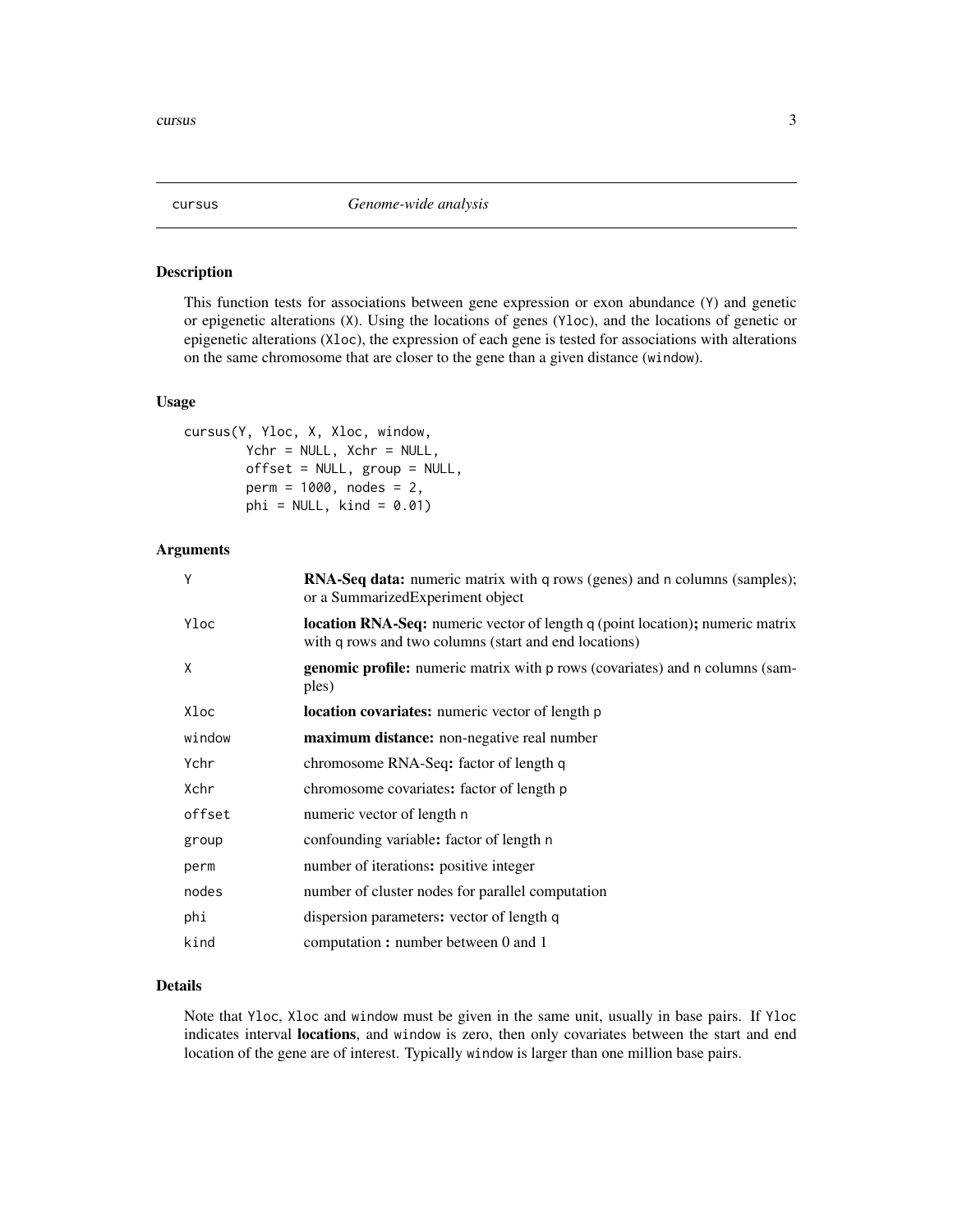cursus *Genome-wide analysis*

## Description

This function tests for associations between gene expression or exon abundance (Y) and genetic or epigenetic alterations (X). Using the locations of genes (Yloc), and the locations of genetic or epigenetic alterations (Xloc), the expression of each gene is tested for associations with alterations on the same chromosome that are closer to the gene than a given distance (window).

## Usage

```
cursus(Y, Yloc, X, Xloc, window,
        Ychr = NULL, Xchr = NULL,
        offset = NULL, group = NULL,
        perm = 1000, nodes = 2,
        phi = NULL, kind = 0.01)
```

## Arguments

| | |
|---|---|
| Y | **RNA-Seq data:** numeric matrix with q rows (genes) and n columns (samples); or a SummarizedExperiment object |
| Yloc | **location RNA-Seq:** numeric vector of length q (point location)**;** numeric matrix with q rows and two columns (start and end locations) |
| X | **genomic profile:** numeric matrix with p rows (covariates) and n columns (samples) |
| Xloc | **location covariates:** numeric vector of length p |
| window | **maximum distance:** non-negative real number |
| Ychr | chromosome RNA-Seq**:** factor of length q |
| Xchr | chromosome covariates**:** factor of length p |
| offset | numeric vector of length n |
| group | confounding variable**:** factor of length n |
| perm | number of iterations**:** positive integer |
| nodes | number of cluster nodes for parallel computation |
| phi | dispersion parameters**:** vector of length q |
| kind | computation **:** number between 0 and 1 |

## Details

Note that Yloc, Xloc and window must be given in the same unit, usually in base pairs. If Yloc indicates interval **locations**, and window is zero, then only covariates between the start and end location of the gene are of interest. Typically window is larger than one million base pairs.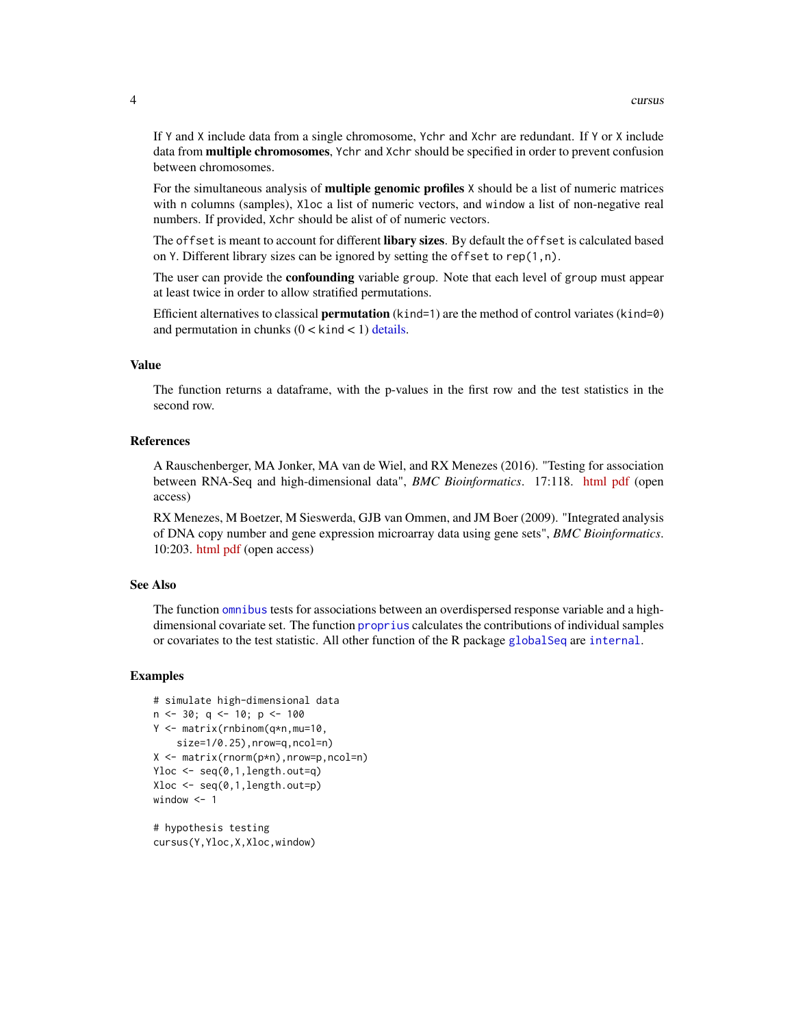If Y and X include data from a single chromosome, Ychr and Xchr are redundant. If Y or X include data from **multiple chromosomes**, Ychr and Xchr should be specified in order to prevent confusion between chromosomes.

For the simultaneous analysis of **multiple genomic profiles** X should be a list of numeric matrices with n columns (samples), Xloc a list of numeric vectors, and window a list of non-negative real numbers. If provided, Xchr should be alist of of numeric vectors.

The offset is meant to account for different **libary sizes**. By default the offset is calculated based on Y. Different library sizes can be ignored by setting the offset to rep(1,n).

The user can provide the **confounding** variable group. Note that each level of group must appear at least twice in order to allow stratified permutations.

Efficient alternatives to classical **permutation** (kind=1) are the method of control variates (kind=0) and permutation in chunks (0 < kind < 1) details.

## Value

The function returns a dataframe, with the p-values in the first row and the test statistics in the second row.

## References

A Rauschenberger, MA Jonker, MA van de Wiel, and RX Menezes (2016). "Testing for association between RNA-Seq and high-dimensional data", *BMC Bioinformatics*. 17:118. html pdf (open access)

RX Menezes, M Boetzer, M Sieswerda, GJB van Ommen, and JM Boer (2009). "Integrated analysis of DNA copy number and gene expression microarray data using gene sets", *BMC Bioinformatics*. 10:203. html pdf (open access)

## See Also

The function omnibus tests for associations between an overdispersed response variable and a high-dimensional covariate set. The function proprius calculates the contributions of individual samples or covariates to the test statistic. All other function of the R package globalSeq are internal.

## Examples

```
# simulate high-dimensional data
n <- 30; q <- 10; p <- 100
Y <- matrix(rnbinom(q*n,mu=10,
    size=1/0.25),nrow=q,ncol=n)
X <- matrix(rnorm(p*n),nrow=p,ncol=n)
Yloc <- seq(0,1,length.out=q)
Xloc <- seq(0,1,length.out=p)
window <- 1

# hypothesis testing
cursus(Y,Yloc,X,Xloc,window)
```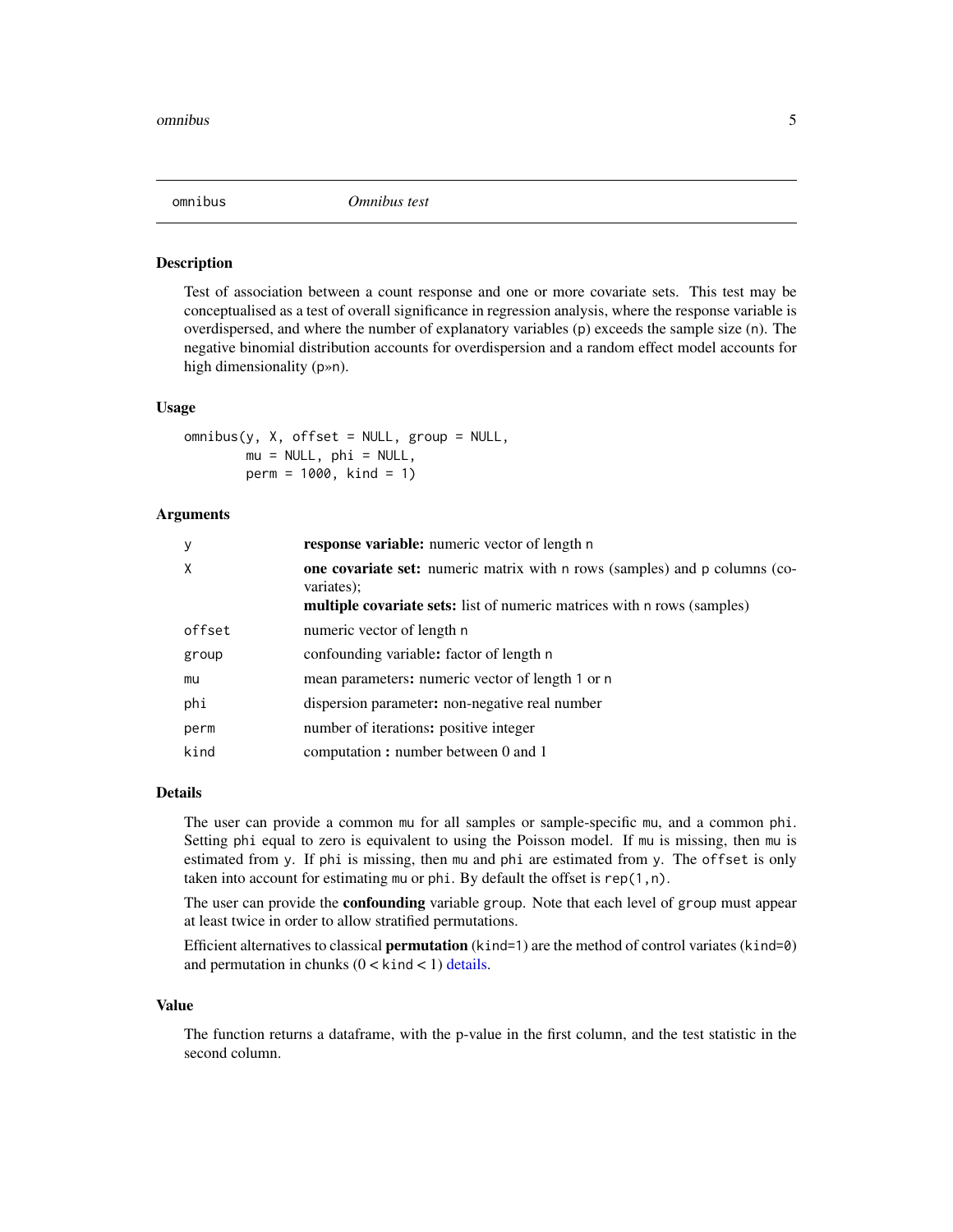## omnibus — *Omnibus test*

### Description

Test of association between a count response and one or more covariate sets. This test may be conceptualised as a test of overall significance in regression analysis, where the response variable is overdispersed, and where the number of explanatory variables (p) exceeds the sample size (n). The negative binomial distribution accounts for overdispersion and a random effect model accounts for high dimensionality (p»n).

### Usage

```
omnibus(y, X, offset = NULL, group = NULL,
        mu = NULL, phi = NULL,
        perm = 1000, kind = 1)
```

### Arguments

| | |
|---|---|
| y | **response variable:** numeric vector of length n |
| X | **one covariate set:** numeric matrix with n rows (samples) and p columns (covariates); **multiple covariate sets:** list of numeric matrices with n rows (samples) |
| offset | numeric vector of length n |
| group | confounding variable**:** factor of length n |
| mu | mean parameters**:** numeric vector of length 1 or n |
| phi | dispersion parameter**:** non-negative real number |
| perm | number of iterations**:** positive integer |
| kind | computation **:** number between 0 and 1 |

### Details

The user can provide a common mu for all samples or sample-specific mu, and a common phi. Setting phi equal to zero is equivalent to using the Poisson model. If mu is missing, then mu is estimated from y. If phi is missing, then mu and phi are estimated from y. The offset is only taken into account for estimating mu or phi. By default the offset is rep(1,n).

The user can provide the **confounding** variable group. Note that each level of group must appear at least twice in order to allow stratified permutations.

Efficient alternatives to classical **permutation** (kind=1) are the method of control variates (kind=0) and permutation in chunks (0 < kind < 1) details.

### Value

The function returns a dataframe, with the p-value in the first column, and the test statistic in the second column.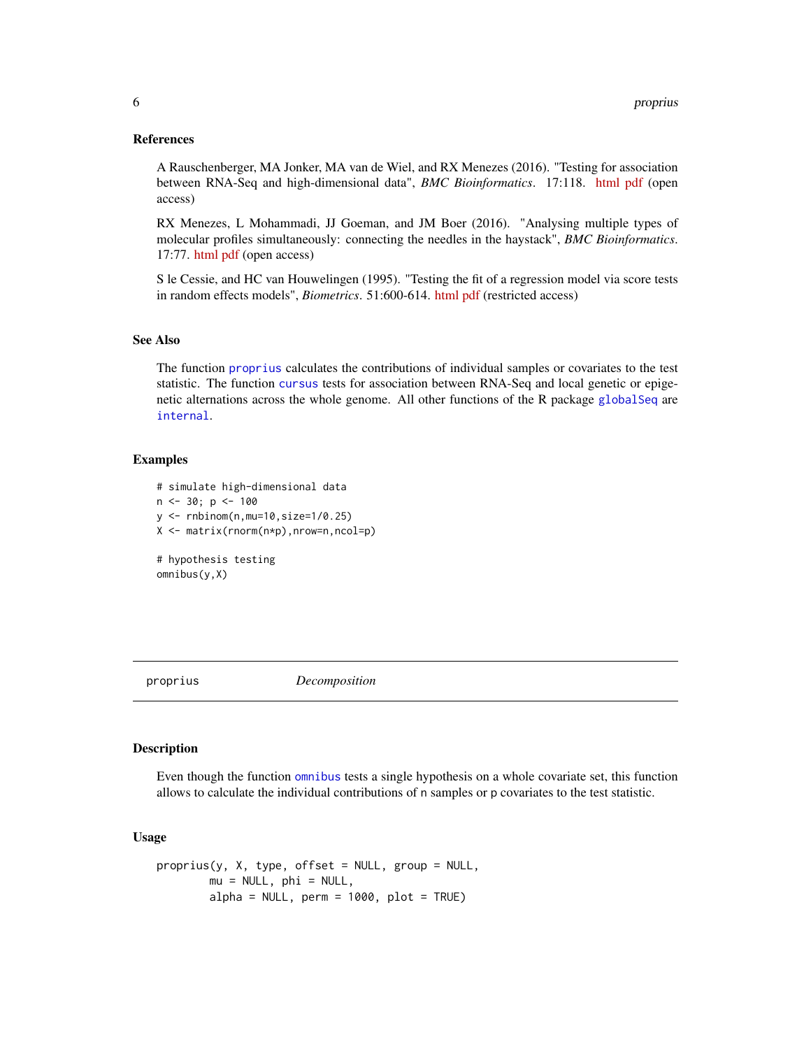### References

A Rauschenberger, MA Jonker, MA van de Wiel, and RX Menezes (2016). "Testing for association between RNA-Seq and high-dimensional data", *BMC Bioinformatics*. 17:118. html pdf (open access)

RX Menezes, L Mohammadi, JJ Goeman, and JM Boer (2016). "Analysing multiple types of molecular profiles simultaneously: connecting the needles in the haystack", *BMC Bioinformatics*. 17:77. html pdf (open access)

S le Cessie, and HC van Houwelingen (1995). "Testing the fit of a regression model via score tests in random effects models", *Biometrics*. 51:600-614. html pdf (restricted access)

### See Also

The function `proprius` calculates the contributions of individual samples or covariates to the test statistic. The function `cursus` tests for association between RNA-Seq and local genetic or epigenetic alternations across the whole genome. All other functions of the R package `globalSeq` are `internal`.

### Examples

```
# simulate high-dimensional data
n <- 30; p <- 100
y <- rnbinom(n,mu=10,size=1/0.25)
X <- matrix(rnorm(n*p),nrow=n,ncol=p)

# hypothesis testing
omnibus(y,X)
```

---

## proprius — *Decomposition*

### Description

Even though the function `omnibus` tests a single hypothesis on a whole covariate set, this function allows to calculate the individual contributions of `n` samples or `p` covariates to the test statistic.

### Usage

```
proprius(y, X, type, offset = NULL, group = NULL,
        mu = NULL, phi = NULL,
        alpha = NULL, perm = 1000, plot = TRUE)
```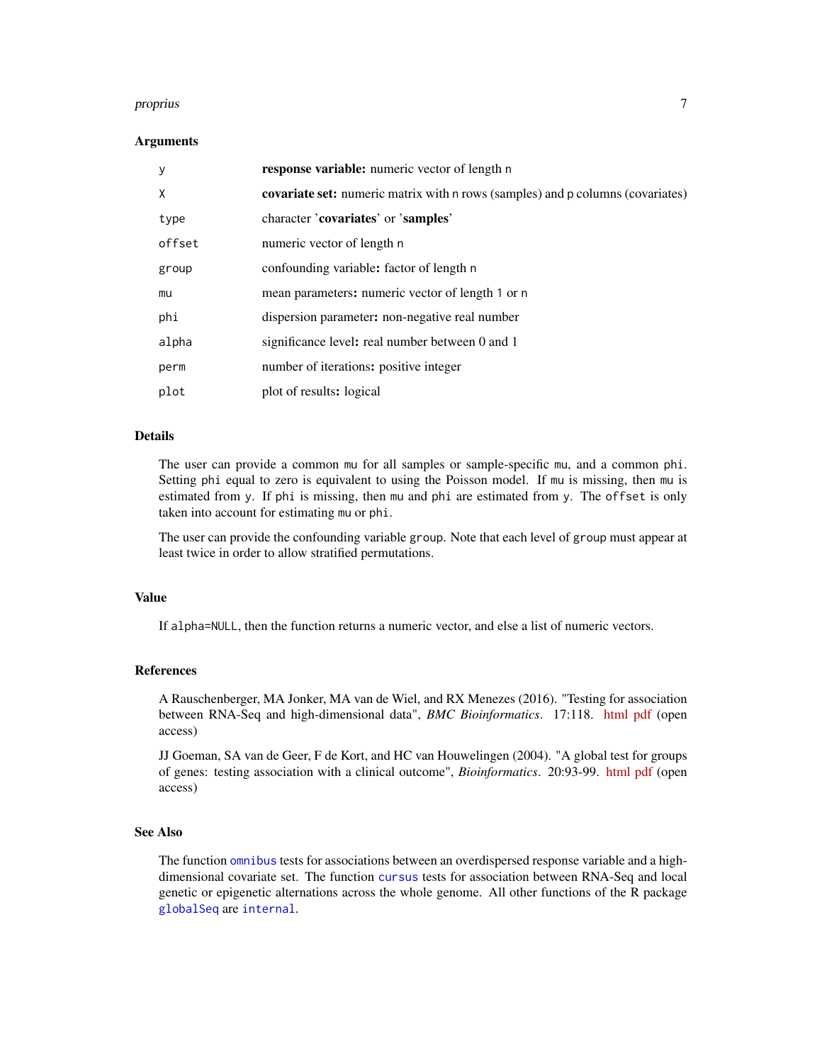### Arguments

| | |
|---|---|
| `y` | **response variable:** numeric vector of length `n` |
| `X` | **covariate set:** numeric matrix with `n` rows (samples) and `p` columns (covariates) |
| `type` | character '**covariates**' or '**samples**' |
| `offset` | numeric vector of length `n` |
| `group` | confounding variable**:** factor of length `n` |
| `mu` | mean parameters**:** numeric vector of length `1` or `n` |
| `phi` | dispersion parameter**:** non-negative real number |
| `alpha` | significance level**:** real number between 0 and 1 |
| `perm` | number of iterations**:** positive integer |
| `plot` | plot of results**:** logical |

### Details

The user can provide a common `mu` for all samples or sample-specific `mu`, and a common `phi`. Setting `phi` equal to zero is equivalent to using the Poisson model. If `mu` is missing, then `mu` is estimated from `y`. If `phi` is missing, then `mu` and `phi` are estimated from `y`. The `offset` is only taken into account for estimating `mu` or `phi`.

The user can provide the confounding variable `group`. Note that each level of `group` must appear at least twice in order to allow stratified permutations.

### Value

If `alpha=NULL`, then the function returns a numeric vector, and else a list of numeric vectors.

### References

A Rauschenberger, MA Jonker, MA van de Wiel, and RX Menezes (2016). "Testing for association between RNA-Seq and high-dimensional data", *BMC Bioinformatics*. 17:118. html pdf (open access)

JJ Goeman, SA van de Geer, F de Kort, and HC van Houwelingen (2004). "A global test for groups of genes: testing association with a clinical outcome", *Bioinformatics*. 20:93-99. html pdf (open access)

### See Also

The function `omnibus` tests for associations between an overdispersed response variable and a high-dimensional covariate set. The function `cursus` tests for association between RNA-Seq and local genetic or epigenetic alternations across the whole genome. All other functions of the R package `globalSeq` are `internal`.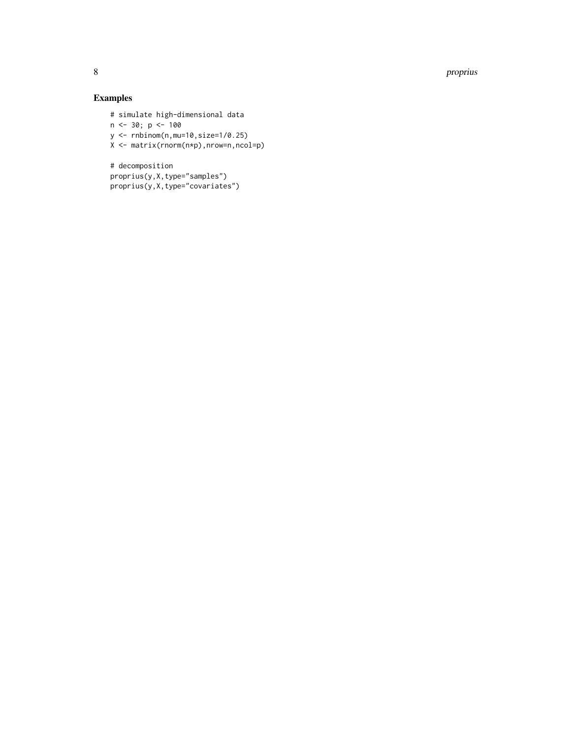## Examples

```
# simulate high-dimensional data
n <- 30; p <- 100
y <- rnbinom(n,mu=10,size=1/0.25)
X <- matrix(rnorm(n*p),nrow=n,ncol=p)

# decomposition
proprius(y,X,type="samples")
proprius(y,X,type="covariates")
```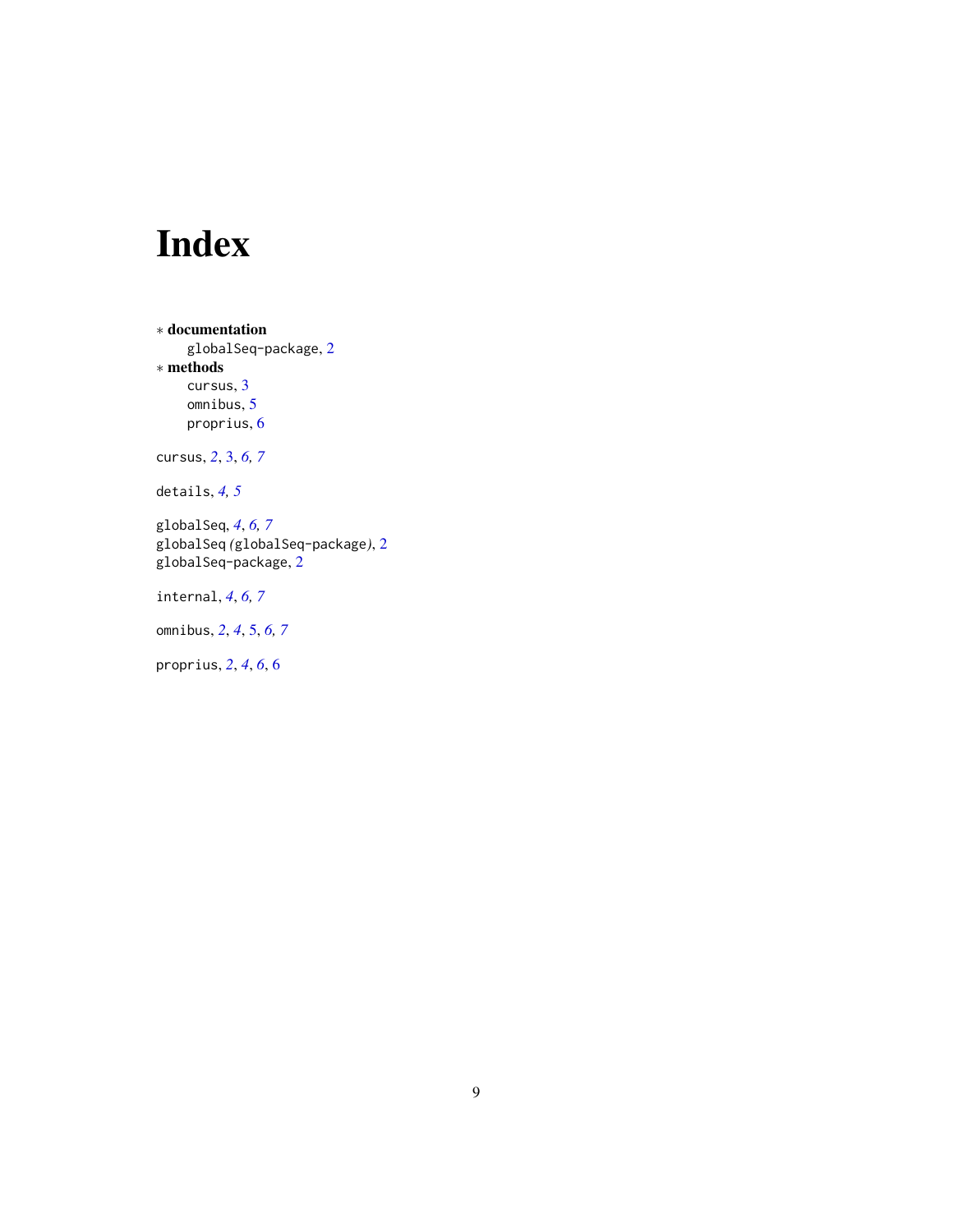# Index

∗ **documentation**
  globalSeq-package, 2
∗ **methods**
  cursus, 3
  omnibus, 5
  proprius, 6

cursus, *2*, 3, *6, 7*

details, *4, 5*

globalSeq, *4*, *6, 7*
globalSeq *(*globalSeq-package*)*, 2
globalSeq-package, 2

internal, *4*, *6, 7*

omnibus, *2*, *4*, 5, *6, 7*

proprius, *2*, *4*, *6*, 6